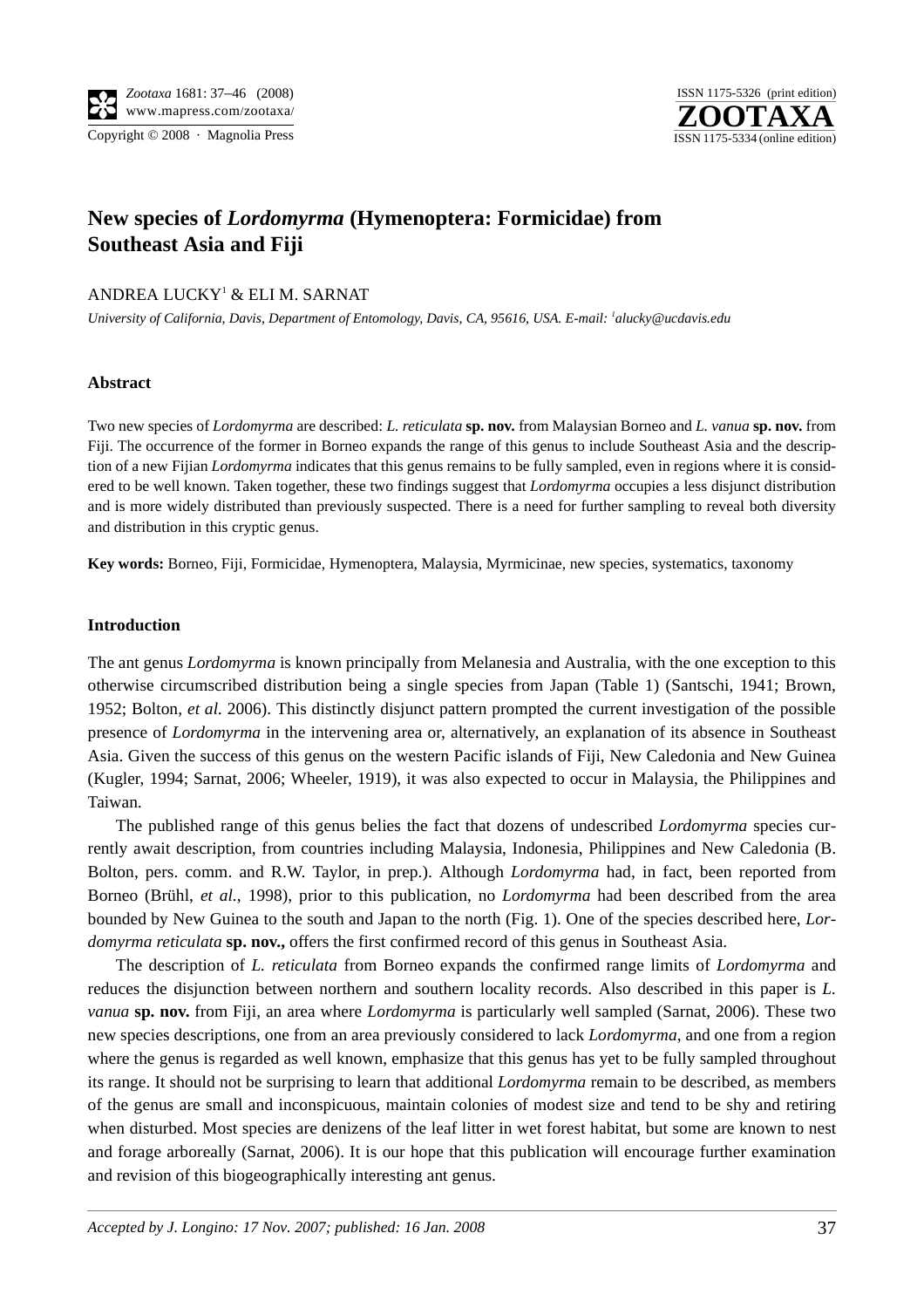# New species of *Lordomyrma* (Hymenoptera: Formicidae) from Southeast Asia and Fiji

ANDREA LUCKY[1] & ELI M. SARNAT

*University of California, Davis, Department of Entomology, Davis, CA, 95616, USA. E-mail: [1]alucky@ucdavis.edu*

## Abstract

Two new species of *Lordomyrma* are described: *L. reticulata* **sp. nov.** from Malaysian Borneo and *L. vanua* **sp. nov.** from Fiji. The occurrence of the former in Borneo expands the range of this genus to include Southeast Asia and the description of a new Fijian *Lordomyrma* indicates that this genus remains to be fully sampled, even in regions where it is considered to be well known. Taken together, these two findings suggest that *Lordomyrma* occupies a less disjunct distribution and is more widely distributed than previously suspected. There is a need for further sampling to reveal both diversity and distribution in this cryptic genus.

**Key words:** Borneo, Fiji, Formicidae, Hymenoptera, Malaysia, Myrmicinae, new species, systematics, taxonomy

## Introduction

The ant genus *Lordomyrma* is known principally from Melanesia and Australia, with the one exception to this otherwise circumscribed distribution being a single species from Japan (Table 1) (Santschi, 1941; Brown, 1952; Bolton, *et al.* 2006). This distinctly disjunct pattern prompted the current investigation of the possible presence of *Lordomyrma* in the intervening area or, alternatively, an explanation of its absence in Southeast Asia. Given the success of this genus on the western Pacific islands of Fiji, New Caledonia and New Guinea (Kugler, 1994; Sarnat, 2006; Wheeler, 1919), it was also expected to occur in Malaysia, the Philippines and Taiwan.

The published range of this genus belies the fact that dozens of undescribed *Lordomyrma* species currently await description, from countries including Malaysia, Indonesia, Philippines and New Caledonia (B. Bolton, pers. comm. and R.W. Taylor, in prep.). Although *Lordomyrma* had, in fact, been reported from Borneo (Brühl, *et al.*, 1998), prior to this publication, no *Lordomyrma* had been described from the area bounded by New Guinea to the south and Japan to the north (Fig. 1). One of the species described here, *Lordomyrma reticulata* **sp. nov.,** offers the first confirmed record of this genus in Southeast Asia.

The description of *L. reticulata* from Borneo expands the confirmed range limits of *Lordomyrma* and reduces the disjunction between northern and southern locality records. Also described in this paper is *L. vanua* **sp. nov.** from Fiji, an area where *Lordomyrma* is particularly well sampled (Sarnat, 2006). These two new species descriptions, one from an area previously considered to lack *Lordomyrma*, and one from a region where the genus is regarded as well known, emphasize that this genus has yet to be fully sampled throughout its range. It should not be surprising to learn that additional *Lordomyrma* remain to be described, as members of the genus are small and inconspicuous, maintain colonies of modest size and tend to be shy and retiring when disturbed. Most species are denizens of the leaf litter in wet forest habitat, but some are known to nest and forage arboreally (Sarnat, 2006). It is our hope that this publication will encourage further examination and revision of this biogeographically interesting ant genus.

*Accepted by J. Longino: 17 Nov. 2007; published: 16 Jan. 2008*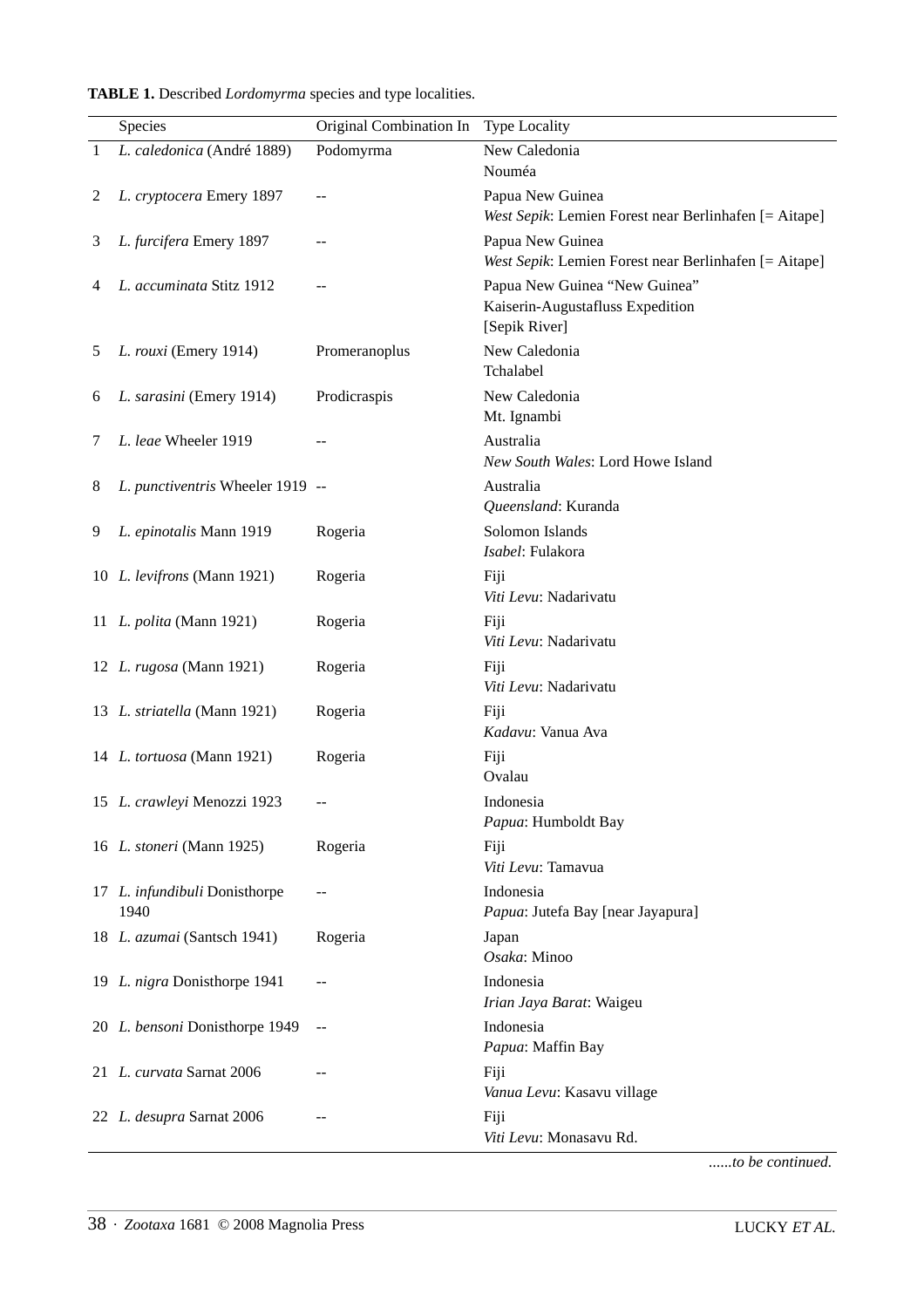**TABLE 1.** Described *Lordomyrma* species and type localities.

| | Species | Original Combination In | Type Locality |
|---|---|---|---|
| 1 | *L. caledonica* (André 1889) | Podomyrma | New Caledonia<br>Nouméa |
| 2 | *L. cryptocera* Emery 1897 | -- | Papua New Guinea<br>*West Sepik*: Lemien Forest near Berlinhafen [= Aitape] |
| 3 | *L. furcifera* Emery 1897 | -- | Papua New Guinea<br>*West Sepik*: Lemien Forest near Berlinhafen [= Aitape] |
| 4 | *L. accuminata* Stitz 1912 | -- | Papua New Guinea "New Guinea"<br>Kaiserin-Augustafluss Expedition<br>[Sepik River] |
| 5 | *L. rouxi* (Emery 1914) | Promeranoplus | New Caledonia<br>Tchalabel |
| 6 | *L. sarasini* (Emery 1914) | Prodicraspis | New Caledonia<br>Mt. Ignambi |
| 7 | *L. leae* Wheeler 1919 | -- | Australia<br>*New South Wales*: Lord Howe Island |
| 8 | *L. punctiventris* Wheeler 1919 | -- | Australia<br>*Queensland*: Kuranda |
| 9 | *L. epinotalis* Mann 1919 | Rogeria | Solomon Islands<br>*Isabel*: Fulakora |
| 10 | *L. levifrons* (Mann 1921) | Rogeria | Fiji<br>*Viti Levu*: Nadarivatu |
| 11 | *L. polita* (Mann 1921) | Rogeria | Fiji<br>*Viti Levu*: Nadarivatu |
| 12 | *L. rugosa* (Mann 1921) | Rogeria | Fiji<br>*Viti Levu*: Nadarivatu |
| 13 | *L. striatella* (Mann 1921) | Rogeria | Fiji<br>*Kadavu*: Vanua Ava |
| 14 | *L. tortuosa* (Mann 1921) | Rogeria | Fiji<br>Ovalau |
| 15 | *L. crawleyi* Menozzi 1923 | -- | Indonesia<br>*Papua*: Humboldt Bay |
| 16 | *L. stoneri* (Mann 1925) | Rogeria | Fiji<br>*Viti Levu*: Tamavua |
| 17 | *L. infundibuli* Donisthorpe 1940 | -- | Indonesia<br>*Papua*: Jutefa Bay [near Jayapura] |
| 18 | *L. azumai* (Santsch 1941) | Rogeria | Japan<br>*Osaka*: Minoo |
| 19 | *L. nigra* Donisthorpe 1941 | -- | Indonesia<br>*Irian Jaya Barat*: Waigeu |
| 20 | *L. bensoni* Donisthorpe 1949 | -- | Indonesia<br>*Papua*: Maffin Bay |
| 21 | *L. curvata* Sarnat 2006 | -- | Fiji<br>*Vanua Levu*: Kasavu village |
| 22 | *L. desupra* Sarnat 2006 | -- | Fiji<br>*Viti Levu*: Monasavu Rd. |

*......to be continued.*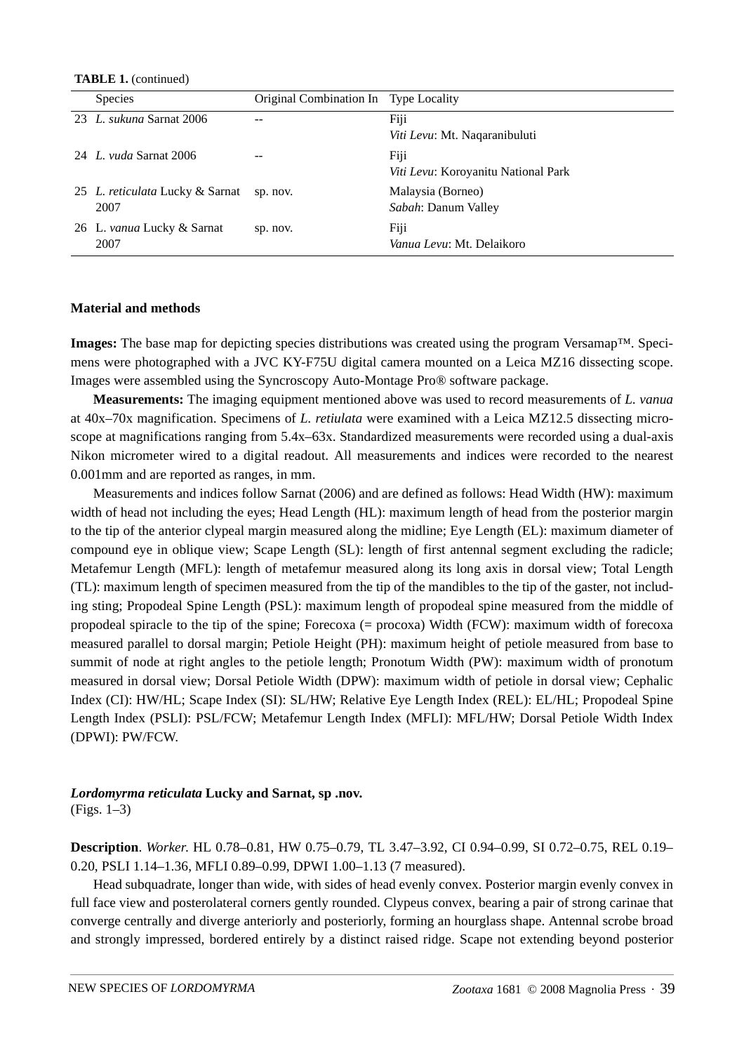**TABLE 1.** (continued)

| | Species | Original Combination In | Type Locality |
|---|---|---|---|
| 23 | *L. sukuna* Sarnat 2006 | -- | Fiji<br>*Viti Levu*: Mt. Naqaranibuluti |
| 24 | *L. vuda* Sarnat 2006 | -- | Fiji<br>*Viti Levu*: Koroyanitu National Park |
| 25 | *L. reticulata* Lucky & Sarnat 2007 | sp. nov. | Malaysia (Borneo)<br>*Sabah*: Danum Valley |
| 26 | L. *vanua* Lucky & Sarnat 2007 | sp. nov. | Fiji<br>*Vanua Levu*: Mt. Delaikoro |

## Material and methods

**Images:** The base map for depicting species distributions was created using the program Versamap™. Specimens were photographed with a JVC KY-F75U digital camera mounted on a Leica MZ16 dissecting scope. Images were assembled using the Syncroscopy Auto-Montage Pro® software package.

**Measurements:** The imaging equipment mentioned above was used to record measurements of *L. vanua* at 40x–70x magnification. Specimens of *L. retiulata* were examined with a Leica MZ12.5 dissecting microscope at magnifications ranging from 5.4x–63x. Standardized measurements were recorded using a dual-axis Nikon micrometer wired to a digital readout. All measurements and indices were recorded to the nearest 0.001mm and are reported as ranges, in mm.

Measurements and indices follow Sarnat (2006) and are defined as follows: Head Width (HW): maximum width of head not including the eyes; Head Length (HL): maximum length of head from the posterior margin to the tip of the anterior clypeal margin measured along the midline; Eye Length (EL): maximum diameter of compound eye in oblique view; Scape Length (SL): length of first antennal segment excluding the radicle; Metafemur Length (MFL): length of metafemur measured along its long axis in dorsal view; Total Length (TL): maximum length of specimen measured from the tip of the mandibles to the tip of the gaster, not including sting; Propodeal Spine Length (PSL): maximum length of propodeal spine measured from the middle of propodeal spiracle to the tip of the spine; Forecoxa (= procoxa) Width (FCW): maximum width of forecoxa measured parallel to dorsal margin; Petiole Height (PH): maximum height of petiole measured from base to summit of node at right angles to the petiole length; Pronotum Width (PW): maximum width of pronotum measured in dorsal view; Dorsal Petiole Width (DPW): maximum width of petiole in dorsal view; Cephalic Index (CI): HW/HL; Scape Index (SI): SL/HW; Relative Eye Length Index (REL): EL/HL; Propodeal Spine Length Index (PSLI): PSL/FCW; Metafemur Length Index (MFLI): MFL/HW; Dorsal Petiole Width Index (DPWI): PW/FCW.

### *Lordomyrma reticulata* Lucky and Sarnat, sp .nov.

(Figs. 1–3)

**Description**. *Worker.* HL 0.78–0.81, HW 0.75–0.79, TL 3.47–3.92, CI 0.94–0.99, SI 0.72–0.75, REL 0.19–0.20, PSLI 1.14–1.36, MFLI 0.89–0.99, DPWI 1.00–1.13 (7 measured).

Head subquadrate, longer than wide, with sides of head evenly convex. Posterior margin evenly convex in full face view and posterolateral corners gently rounded. Clypeus convex, bearing a pair of strong carinae that converge centrally and diverge anteriorly and posteriorly, forming an hourglass shape. Antennal scrobe broad and strongly impressed, bordered entirely by a distinct raised ridge. Scape not extending beyond posterior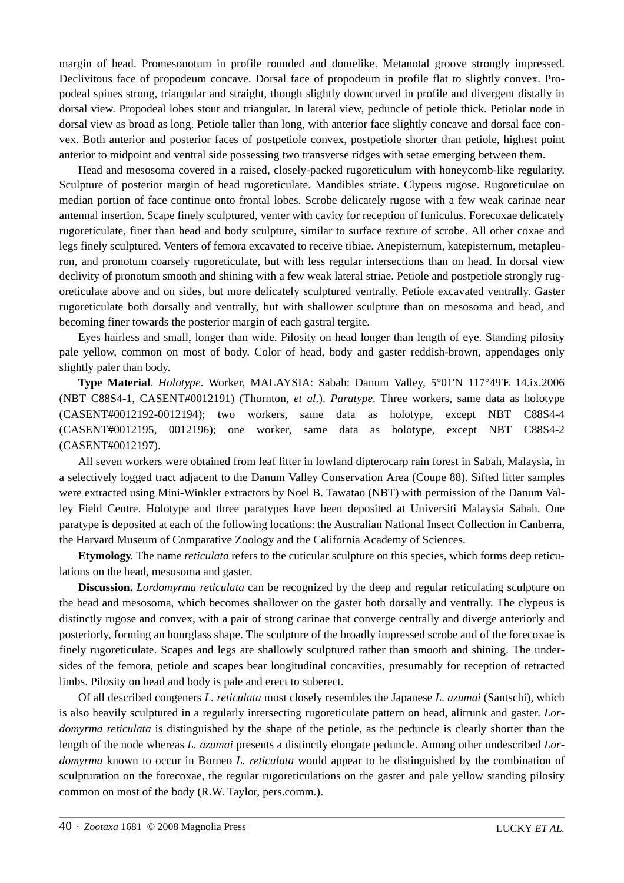margin of head. Promesonotum in profile rounded and domelike. Metanotal groove strongly impressed. Declivitous face of propodeum concave. Dorsal face of propodeum in profile flat to slightly convex. Propodeal spines strong, triangular and straight, though slightly downcurved in profile and divergent distally in dorsal view. Propodeal lobes stout and triangular. In lateral view, peduncle of petiole thick. Petiolar node in dorsal view as broad as long. Petiole taller than long, with anterior face slightly concave and dorsal face convex. Both anterior and posterior faces of postpetiole convex, postpetiole shorter than petiole, highest point anterior to midpoint and ventral side possessing two transverse ridges with setae emerging between them.

Head and mesosoma covered in a raised, closely-packed rugoreticulum with honeycomb-like regularity. Sculpture of posterior margin of head rugoreticulate. Mandibles striate. Clypeus rugose. Rugoreticulae on median portion of face continue onto frontal lobes. Scrobe delicately rugose with a few weak carinae near antennal insertion. Scape finely sculptured, venter with cavity for reception of funiculus. Forecoxae delicately rugoreticulate, finer than head and body sculpture, similar to surface texture of scrobe. All other coxae and legs finely sculptured. Venters of femora excavated to receive tibiae. Anepisternum, katepisternum, metapleuron, and pronotum coarsely rugoreticulate, but with less regular intersections than on head. In dorsal view declivity of pronotum smooth and shining with a few weak lateral striae. Petiole and postpetiole strongly rugoreticulate above and on sides, but more delicately sculptured ventrally. Petiole excavated ventrally. Gaster rugoreticulate both dorsally and ventrally, but with shallower sculpture than on mesosoma and head, and becoming finer towards the posterior margin of each gastral tergite.

Eyes hairless and small, longer than wide. Pilosity on head longer than length of eye. Standing pilosity pale yellow, common on most of body. Color of head, body and gaster reddish-brown, appendages only slightly paler than body.

**Type Material**. *Holotype*. Worker, MALAYSIA: Sabah: Danum Valley, 5°01'N 117°49'E 14.ix.2006 (NBT C88S4-1, CASENT#0012191) (Thornton, *et al*.). *Paratype*. Three workers, same data as holotype (CASENT#0012192-0012194); two workers, same data as holotype, except NBT C88S4-4 (CASENT#0012195, 0012196); one worker, same data as holotype, except NBT C88S4-2 (CASENT#0012197).

All seven workers were obtained from leaf litter in lowland dipterocarp rain forest in Sabah, Malaysia, in a selectively logged tract adjacent to the Danum Valley Conservation Area (Coupe 88). Sifted litter samples were extracted using Mini-Winkler extractors by Noel B. Tawatao (NBT) with permission of the Danum Valley Field Centre. Holotype and three paratypes have been deposited at Universiti Malaysia Sabah. One paratype is deposited at each of the following locations: the Australian National Insect Collection in Canberra, the Harvard Museum of Comparative Zoology and the California Academy of Sciences.

**Etymology**. The name *reticulata* refers to the cuticular sculpture on this species, which forms deep reticulations on the head, mesosoma and gaster.

**Discussion.** *Lordomyrma reticulata* can be recognized by the deep and regular reticulating sculpture on the head and mesosoma, which becomes shallower on the gaster both dorsally and ventrally. The clypeus is distinctly rugose and convex, with a pair of strong carinae that converge centrally and diverge anteriorly and posteriorly, forming an hourglass shape. The sculpture of the broadly impressed scrobe and of the forecoxae is finely rugoreticulate. Scapes and legs are shallowly sculptured rather than smooth and shining. The undersides of the femora, petiole and scapes bear longitudinal concavities, presumably for reception of retracted limbs. Pilosity on head and body is pale and erect to suberect.

Of all described congeners *L. reticulata* most closely resembles the Japanese *L. azumai* (Santschi), which is also heavily sculptured in a regularly intersecting rugoreticulate pattern on head, alitrunk and gaster. *Lordomyrma reticulata* is distinguished by the shape of the petiole, as the peduncle is clearly shorter than the length of the node whereas *L. azumai* presents a distinctly elongate peduncle. Among other undescribed *Lordomyrma* known to occur in Borneo *L. reticulata* would appear to be distinguished by the combination of sculpturation on the forecoxae, the regular rugoreticulations on the gaster and pale yellow standing pilosity common on most of the body (R.W. Taylor, pers.comm.).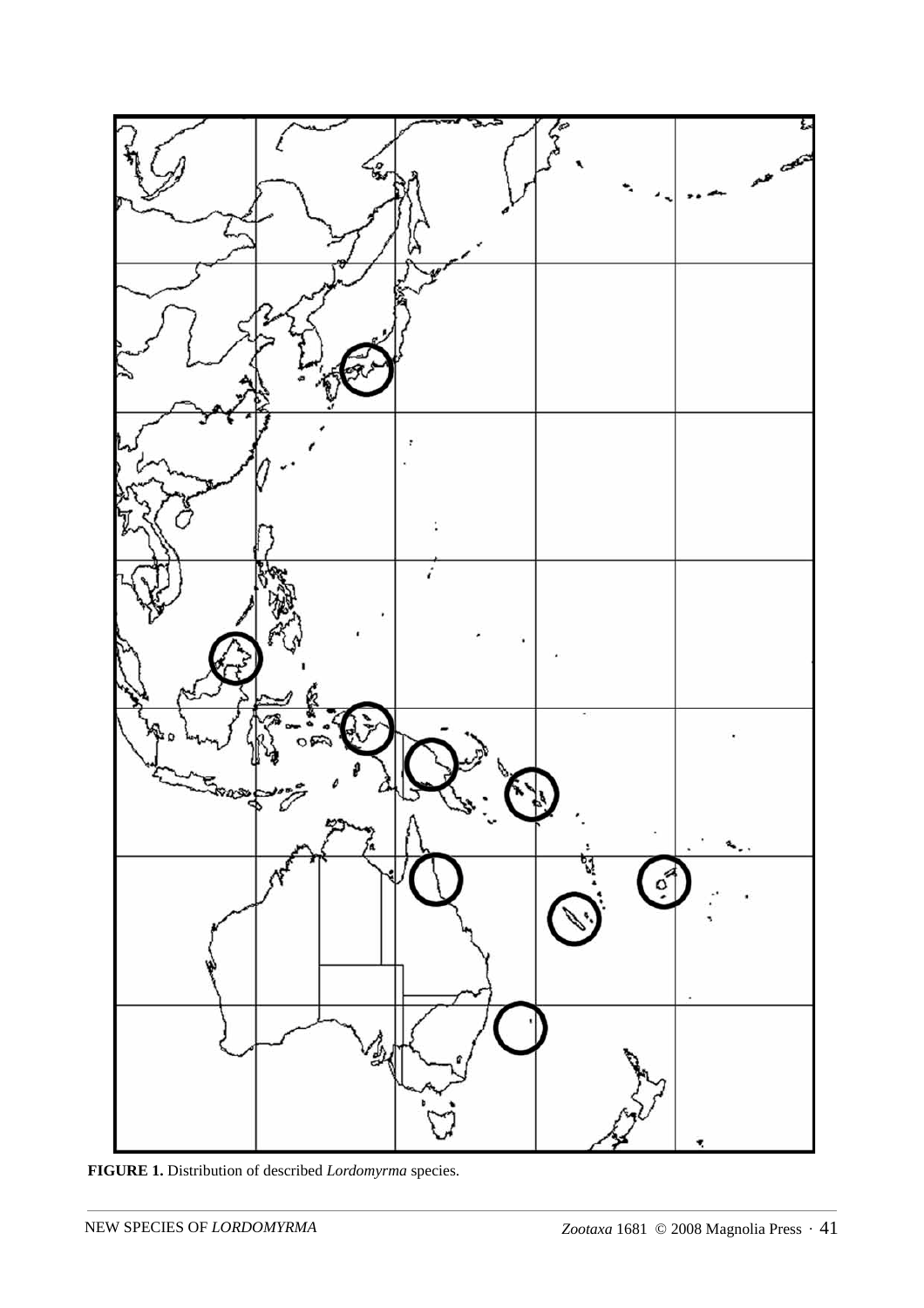**FIGURE 1.** Distribution of described *Lordomyrma* species.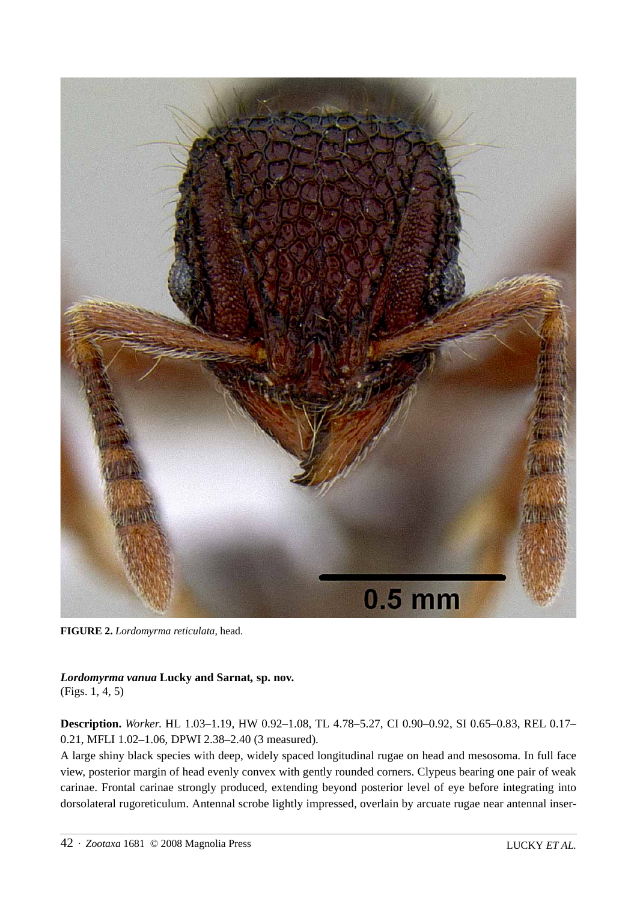**FIGURE 2.** *Lordomyrma reticulata*, head.

***Lordomyrma vanua*** **Lucky and Sarnat, sp. nov.**
(Figs. 1, 4, 5)

**Description.** *Worker.* HL 1.03–1.19, HW 0.92–1.08, TL 4.78–5.27, CI 0.90–0.92, SI 0.65–0.83, REL 0.17–0.21, MFLI 1.02–1.06, DPWI 2.38–2.40 (3 measured).

A large shiny black species with deep, widely spaced longitudinal rugae on head and mesosoma. In full face view, posterior margin of head evenly convex with gently rounded corners. Clypeus bearing one pair of weak carinae. Frontal carinae strongly produced, extending beyond posterior level of eye before integrating into dorsolateral rugoreticulum. Antennal scrobe lightly impressed, overlain by arcuate rugae near antennal inser-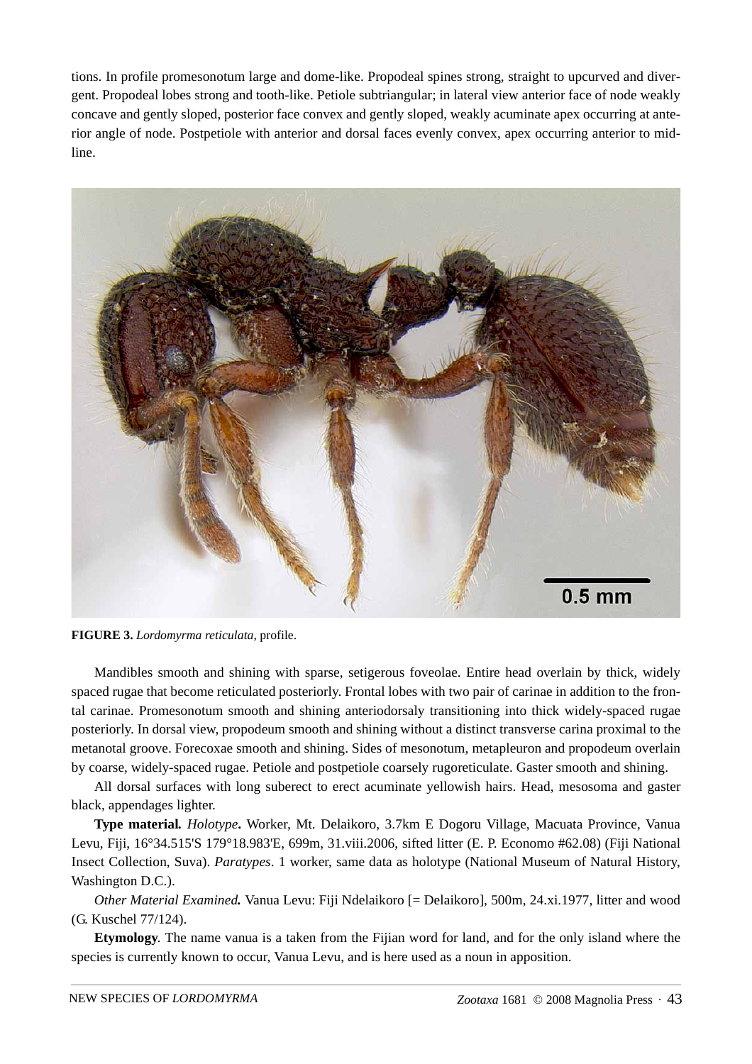tions. In profile promesonotum large and dome-like. Propodeal spines strong, straight to upcurved and divergent. Propodeal lobes strong and tooth-like. Petiole subtriangular; in lateral view anterior face of node weakly concave and gently sloped, posterior face convex and gently sloped, weakly acuminate apex occurring at anterior angle of node. Postpetiole with anterior and dorsal faces evenly convex, apex occurring anterior to midline.

**FIGURE 3.** *Lordomyrma reticulata*, profile.

Mandibles smooth and shining with sparse, setigerous foveolae. Entire head overlain by thick, widely spaced rugae that become reticulated posteriorly. Frontal lobes with two pair of carinae in addition to the frontal carinae. Promesonotum smooth and shining anteriodorsaly transitioning into thick widely-spaced rugae posteriorly. In dorsal view, propodeum smooth and shining without a distinct transverse carina proximal to the metanotal groove. Forecoxae smooth and shining. Sides of mesonotum, metapleuron and propodeum overlain by coarse, widely-spaced rugae. Petiole and postpetiole coarsely rugoreticulate. Gaster smooth and shining.

All dorsal surfaces with long suberect to erect acuminate yellowish hairs. Head, mesosoma and gaster black, appendages lighter.

**Type material.** *Holotype***.** Worker, Mt. Delaikoro, 3.7km E Dogoru Village, Macuata Province, Vanua Levu, Fiji, 16°34.515'S 179°18.983'E, 699m, 31.viii.2006, sifted litter (E. P. Economo #62.08) (Fiji National Insect Collection, Suva). *Paratypes*. 1 worker, same data as holotype (National Museum of Natural History, Washington D.C.).

*Other Material Examined.* Vanua Levu: Fiji Ndelaikoro [= Delaikoro], 500m, 24.xi.1977, litter and wood (G. Kuschel 77/124).

**Etymology**. The name vanua is a taken from the Fijian word for land, and for the only island where the species is currently known to occur, Vanua Levu, and is here used as a noun in apposition.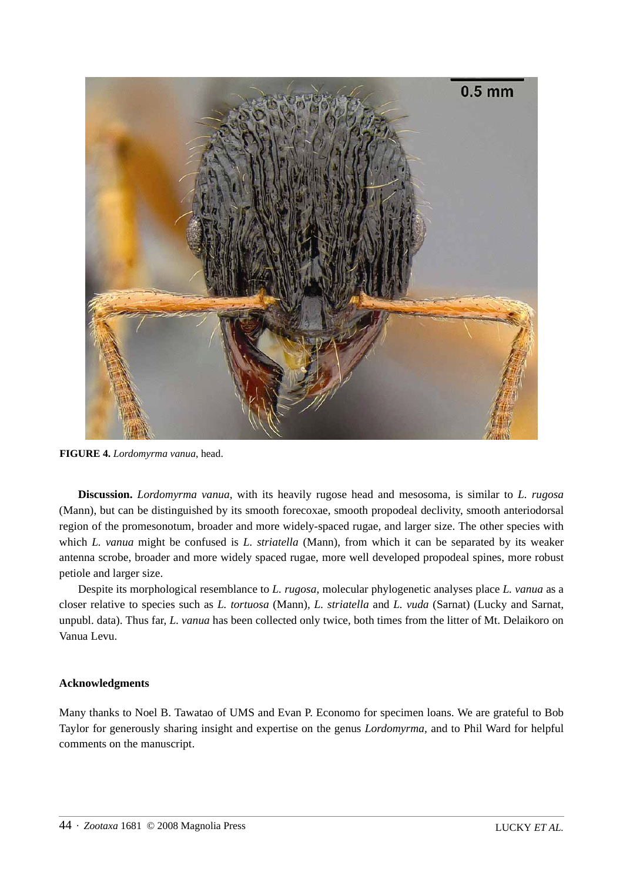**FIGURE 4.** *Lordomyrma vanua*, head.

**Discussion.** *Lordomyrma vanua*, with its heavily rugose head and mesosoma, is similar to *L. rugosa* (Mann), but can be distinguished by its smooth forecoxae, smooth propodeal declivity, smooth anteriodorsal region of the promesonotum, broader and more widely-spaced rugae, and larger size. The other species with which *L. vanua* might be confused is *L. striatella* (Mann), from which it can be separated by its weaker antenna scrobe, broader and more widely spaced rugae, more well developed propodeal spines, more robust petiole and larger size.

Despite its morphological resemblance to *L. rugosa*, molecular phylogenetic analyses place *L. vanua* as a closer relative to species such as *L. tortuosa* (Mann), *L. striatella* and *L. vuda* (Sarnat) (Lucky and Sarnat, unpubl. data). Thus far, *L. vanua* has been collected only twice, both times from the litter of Mt. Delaikoro on Vanua Levu.

## Acknowledgments

Many thanks to Noel B. Tawatao of UMS and Evan P. Economo for specimen loans. We are grateful to Bob Taylor for generously sharing insight and expertise on the genus *Lordomyrma*, and to Phil Ward for helpful comments on the manuscript.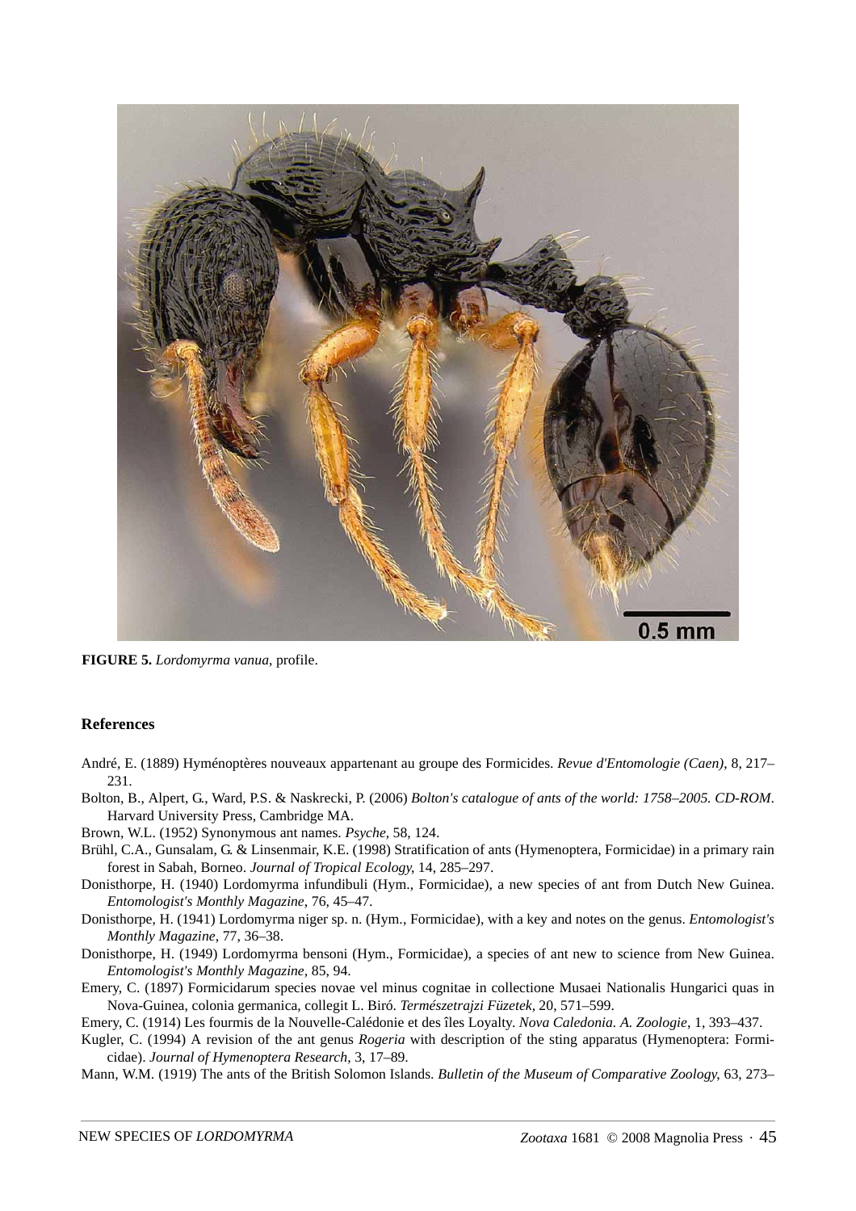**FIGURE 5.** *Lordomyrma vanua*, profile.

## References

André, E. (1889) Hyménoptères nouveaux appartenant au groupe des Formicides. *Revue d'Entomologie (Caen)*, 8, 217–231.

Bolton, B., Alpert, G., Ward, P.S. & Naskrecki, P. (2006) *Bolton's catalogue of ants of the world: 1758–2005. CD-ROM*. Harvard University Press, Cambridge MA.

Brown, W.L. (1952) Synonymous ant names. *Psyche*, 58, 124.

Brühl, C.A., Gunsalam, G. & Linsenmair, K.E. (1998) Stratification of ants (Hymenoptera, Formicidae) in a primary rain forest in Sabah, Borneo. *Journal of Tropical Ecology*, 14, 285–297.

Donisthorpe, H. (1940) Lordomyrma infundibuli (Hym., Formicidae), a new species of ant from Dutch New Guinea. *Entomologist's Monthly Magazine*, 76, 45–47.

Donisthorpe, H. (1941) Lordomyrma niger sp. n. (Hym., Formicidae), with a key and notes on the genus. *Entomologist's Monthly Magazine*, 77, 36–38.

Donisthorpe, H. (1949) Lordomyrma bensoni (Hym., Formicidae), a species of ant new to science from New Guinea. *Entomologist's Monthly Magazine*, 85, 94.

Emery, C. (1897) Formicidarum species novae vel minus cognitae in collectione Musaei Nationalis Hungarici quas in Nova-Guinea, colonia germanica, collegit L. Biró. *Természetrajzi Füzetek*, 20, 571–599.

Emery, C. (1914) Les fourmis de la Nouvelle-Calédonie et des îles Loyalty. *Nova Caledonia. A. Zoologie*, 1, 393–437.

Kugler, C. (1994) A revision of the ant genus *Rogeria* with description of the sting apparatus (Hymenoptera: Formicidae). *Journal of Hymenoptera Research*, 3, 17–89.

Mann, W.M. (1919) The ants of the British Solomon Islands. *Bulletin of the Museum of Comparative Zoology*, 63, 273–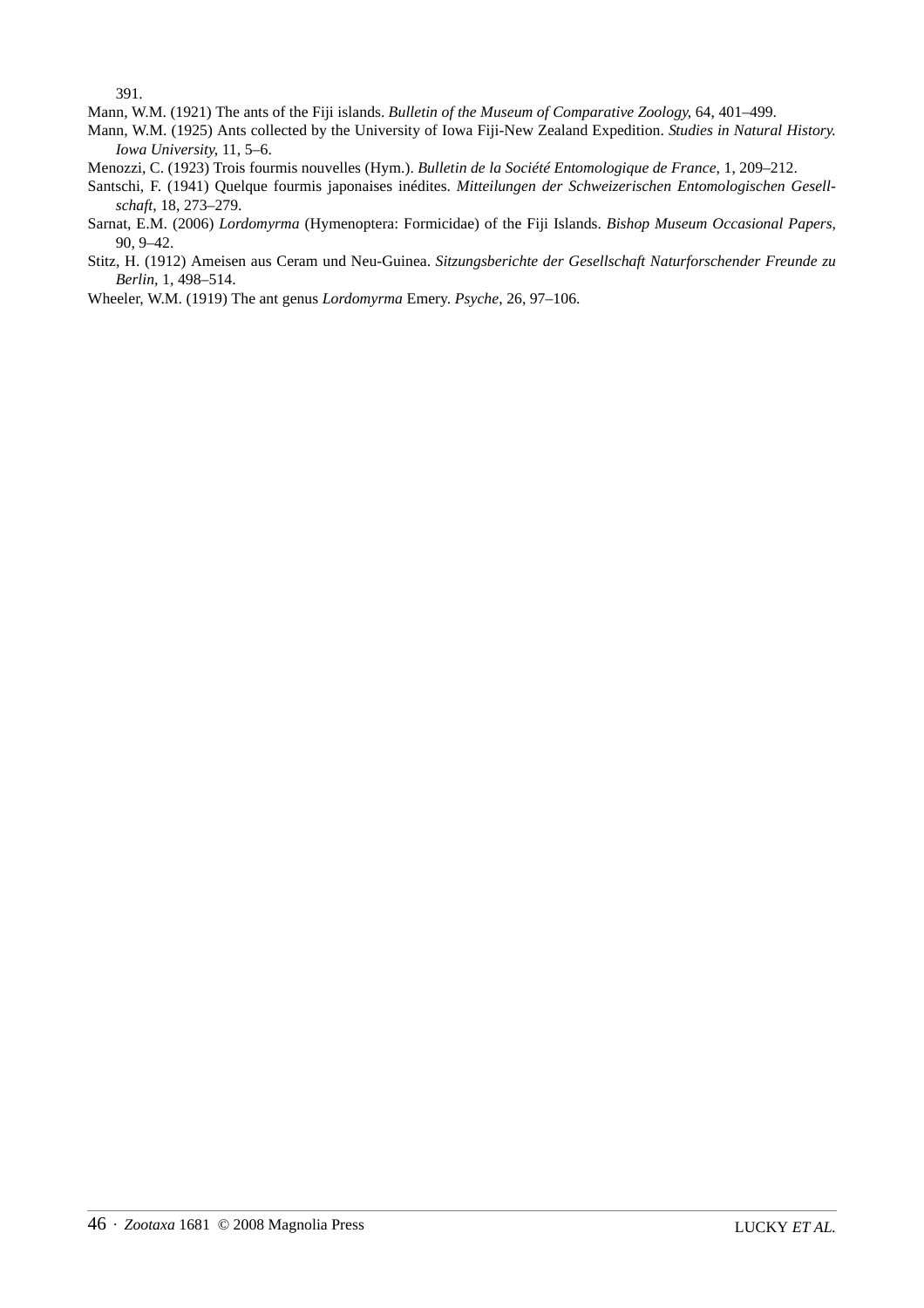391.

Mann, W.M. (1921) The ants of the Fiji islands. *Bulletin of the Museum of Comparative Zoology*, 64, 401–499.

Mann, W.M. (1925) Ants collected by the University of Iowa Fiji-New Zealand Expedition. *Studies in Natural History. Iowa University*, 11, 5–6.

Menozzi, C. (1923) Trois fourmis nouvelles (Hym.). *Bulletin de la Société Entomologique de France*, 1, 209–212.

Santschi, F. (1941) Quelque fourmis japonaises inédites. *Mitteilungen der Schweizerischen Entomologischen Gesellschaft*, 18, 273–279.

Sarnat, E.M. (2006) *Lordomyrma* (Hymenoptera: Formicidae) of the Fiji Islands. *Bishop Museum Occasional Papers*, 90, 9–42.

Stitz, H. (1912) Ameisen aus Ceram und Neu-Guinea. *Sitzungsberichte der Gesellschaft Naturforschender Freunde zu Berlin*, 1, 498–514.

Wheeler, W.M. (1919) The ant genus *Lordomyrma* Emery. *Psyche*, 26, 97–106.